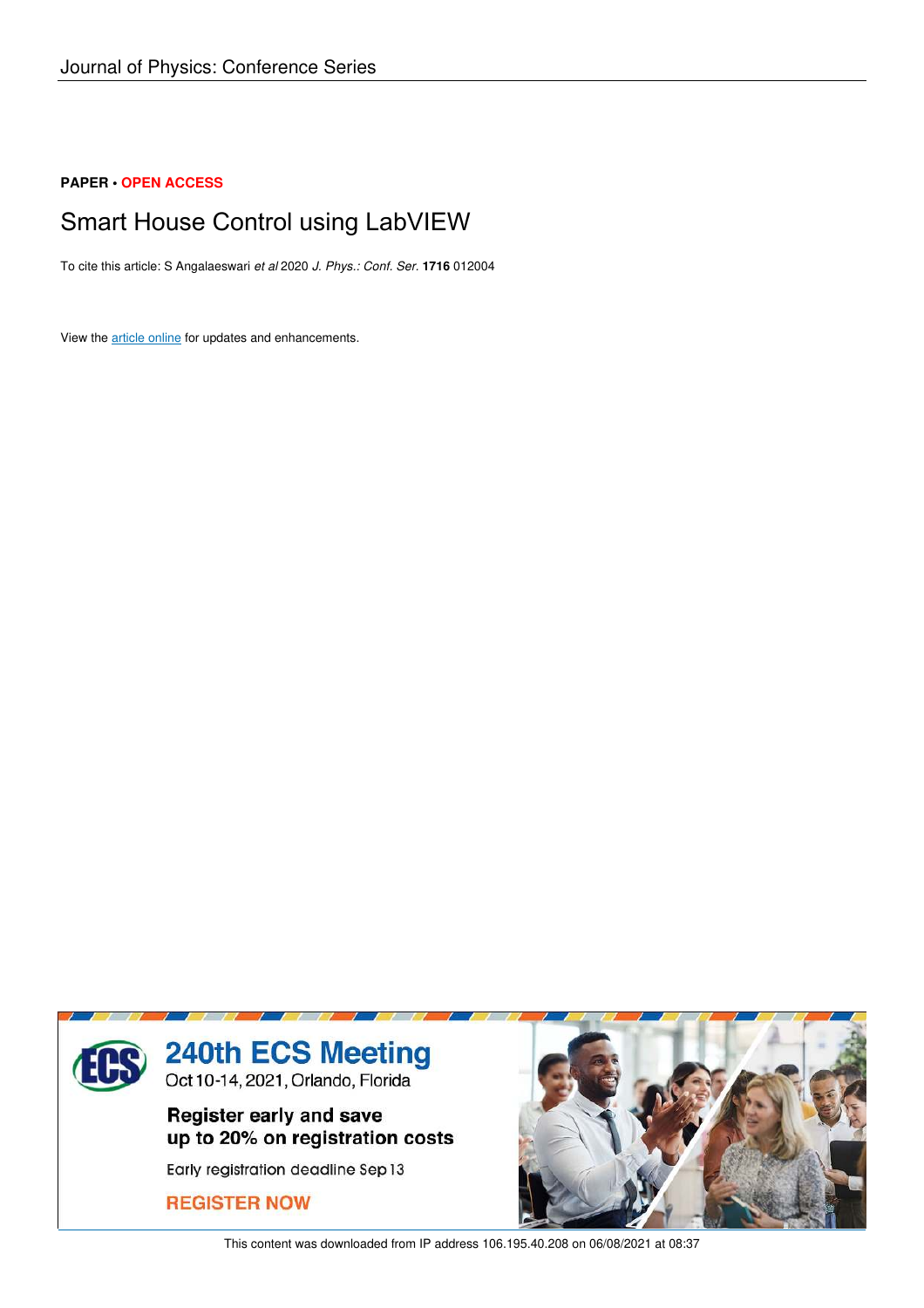Journal of Physics: Conference Series

**PAPER** • **OPEN ACCESS**

# Smart House Control using LabVIEW

To cite this article: S Angalaeswari *et al* 2020 *J. Phys.: Conf. Ser.* **1716** 012004

View the article online for updates and enhancements.

240th ECS Meeting
Oct 10-14, 2021, Orlando, Florida

Register early and save up to 20% on registration costs

Early registration deadline Sep 13

REGISTER NOW

This content was downloaded from IP address 106.195.40.208 on 06/08/2021 at 08:37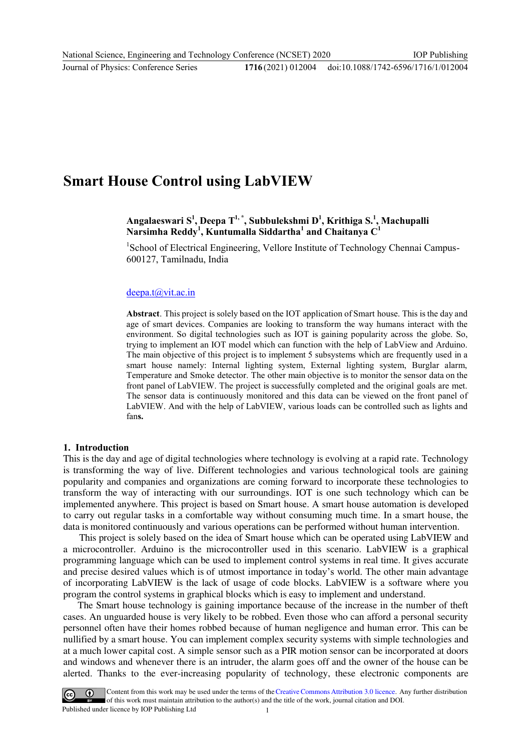# Smart House Control using LabVIEW

**Angalaeswari S[1], Deepa T[1,*], Subbulekshmi D[1], Krithiga S.[1], Machupalli Narsimha Reddy[1], Kuntumalla Siddartha[1] and Chaitanya C[1]**

[1]School of Electrical Engineering, Vellore Institute of Technology Chennai Campus-600127, Tamilnadu, India

deepa.t@vit.ac.in

**Abstract**. This project is solely based on the IOT application of Smart house. This is the day and age of smart devices. Companies are looking to transform the way humans interact with the environment. So digital technologies such as IOT is gaining popularity across the globe. So, trying to implement an IOT model which can function with the help of LabView and Arduino. The main objective of this project is to implement 5 subsystems which are frequently used in a smart house namely: Internal lighting system, External lighting system, Burglar alarm, Temperature and Smoke detector. The other main objective is to monitor the sensor data on the front panel of LabVIEW. The project is successfully completed and the original goals are met. The sensor data is continuously monitored and this data can be viewed on the front panel of LabVIEW. And with the help of LabVIEW, various loads can be controlled such as lights and fans.

## 1. Introduction

This is the day and age of digital technologies where technology is evolving at a rapid rate. Technology is transforming the way of live. Different technologies and various technological tools are gaining popularity and companies and organizations are coming forward to incorporate these technologies to transform the way of interacting with our surroundings. IOT is one such technology which can be implemented anywhere. This project is based on Smart house. A smart house automation is developed to carry out regular tasks in a comfortable way without consuming much time. In a smart house, the data is monitored continuously and various operations can be performed without human intervention.

This project is solely based on the idea of Smart house which can be operated using LabVIEW and a microcontroller. Arduino is the microcontroller used in this scenario. LabVIEW is a graphical programming language which can be used to implement control systems in real time. It gives accurate and precise desired values which is of utmost importance in today's world. The other main advantage of incorporating LabVIEW is the lack of usage of code blocks. LabVIEW is a software where you program the control systems in graphical blocks which is easy to implement and understand.

The Smart house technology is gaining importance because of the increase in the number of theft cases. An unguarded house is very likely to be robbed. Even those who can afford a personal security personnel often have their homes robbed because of human negligence and human error. This can be nullified by a smart house. You can implement complex security systems with simple technologies and at a much lower capital cost. A simple sensor such as a PIR motion sensor can be incorporated at doors and windows and whenever there is an intruder, the alarm goes off and the owner of the house can be alerted. Thanks to the ever-increasing popularity of technology, these electronic components are

Content from this work may be used under the terms of the Creative Commons Attribution 3.0 licence. Any further distribution of this work must maintain attribution to the author(s) and the title of the work, journal citation and DOI.
Published under licence by IOP Publishing Ltd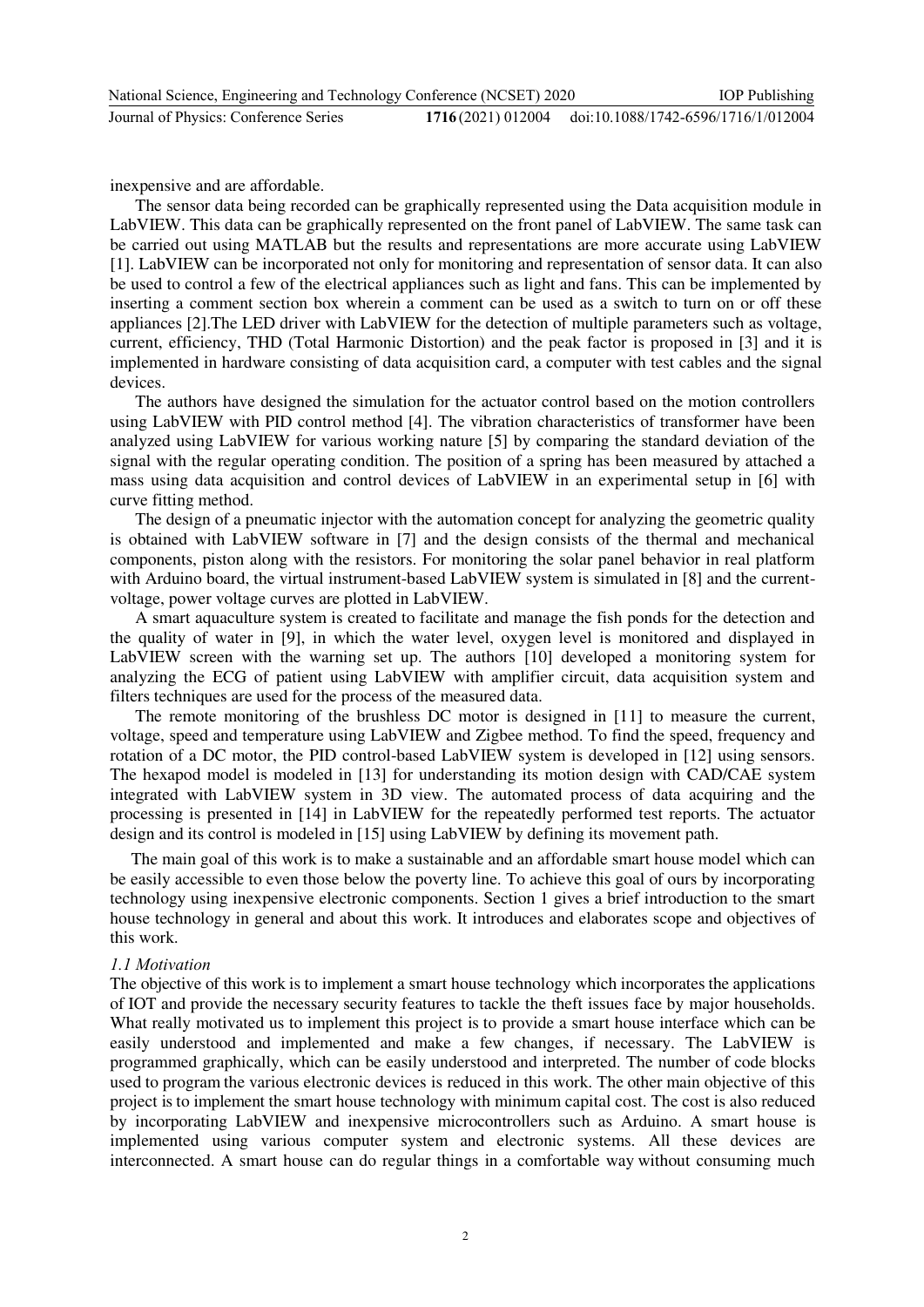inexpensive and are affordable.

The sensor data being recorded can be graphically represented using the Data acquisition module in LabVIEW. This data can be graphically represented on the front panel of LabVIEW. The same task can be carried out using MATLAB but the results and representations are more accurate using LabVIEW [1]. LabVIEW can be incorporated not only for monitoring and representation of sensor data. It can also be used to control a few of the electrical appliances such as light and fans. This can be implemented by inserting a comment section box wherein a comment can be used as a switch to turn on or off these appliances [2].The LED driver with LabVIEW for the detection of multiple parameters such as voltage, current, efficiency, THD (Total Harmonic Distortion) and the peak factor is proposed in [3] and it is implemented in hardware consisting of data acquisition card, a computer with test cables and the signal devices.

The authors have designed the simulation for the actuator control based on the motion controllers using LabVIEW with PID control method [4]. The vibration characteristics of transformer have been analyzed using LabVIEW for various working nature [5] by comparing the standard deviation of the signal with the regular operating condition. The position of a spring has been measured by attached a mass using data acquisition and control devices of LabVIEW in an experimental setup in [6] with curve fitting method.

The design of a pneumatic injector with the automation concept for analyzing the geometric quality is obtained with LabVIEW software in [7] and the design consists of the thermal and mechanical components, piston along with the resistors. For monitoring the solar panel behavior in real platform with Arduino board, the virtual instrument-based LabVIEW system is simulated in [8] and the current-voltage, power voltage curves are plotted in LabVIEW.

A smart aquaculture system is created to facilitate and manage the fish ponds for the detection and the quality of water in [9], in which the water level, oxygen level is monitored and displayed in LabVIEW screen with the warning set up. The authors [10] developed a monitoring system for analyzing the ECG of patient using LabVIEW with amplifier circuit, data acquisition system and filters techniques are used for the process of the measured data.

The remote monitoring of the brushless DC motor is designed in [11] to measure the current, voltage, speed and temperature using LabVIEW and Zigbee method. To find the speed, frequency and rotation of a DC motor, the PID control-based LabVIEW system is developed in [12] using sensors. The hexapod model is modeled in [13] for understanding its motion design with CAD/CAE system integrated with LabVIEW system in 3D view. The automated process of data acquiring and the processing is presented in [14] in LabVIEW for the repeatedly performed test reports. The actuator design and its control is modeled in [15] using LabVIEW by defining its movement path.

The main goal of this work is to make a sustainable and an affordable smart house model which can be easily accessible to even those below the poverty line. To achieve this goal of ours by incorporating technology using inexpensive electronic components. Section 1 gives a brief introduction to the smart house technology in general and about this work. It introduces and elaborates scope and objectives of this work.

### *1.1 Motivation*

The objective of this work is to implement a smart house technology which incorporates the applications of IOT and provide the necessary security features to tackle the theft issues face by major households. What really motivated us to implement this project is to provide a smart house interface which can be easily understood and implemented and make a few changes, if necessary. The LabVIEW is programmed graphically, which can be easily understood and interpreted. The number of code blocks used to program the various electronic devices is reduced in this work. The other main objective of this project is to implement the smart house technology with minimum capital cost. The cost is also reduced by incorporating LabVIEW and inexpensive microcontrollers such as Arduino. A smart house is implemented using various computer system and electronic systems. All these devices are interconnected. A smart house can do regular things in a comfortable way without consuming much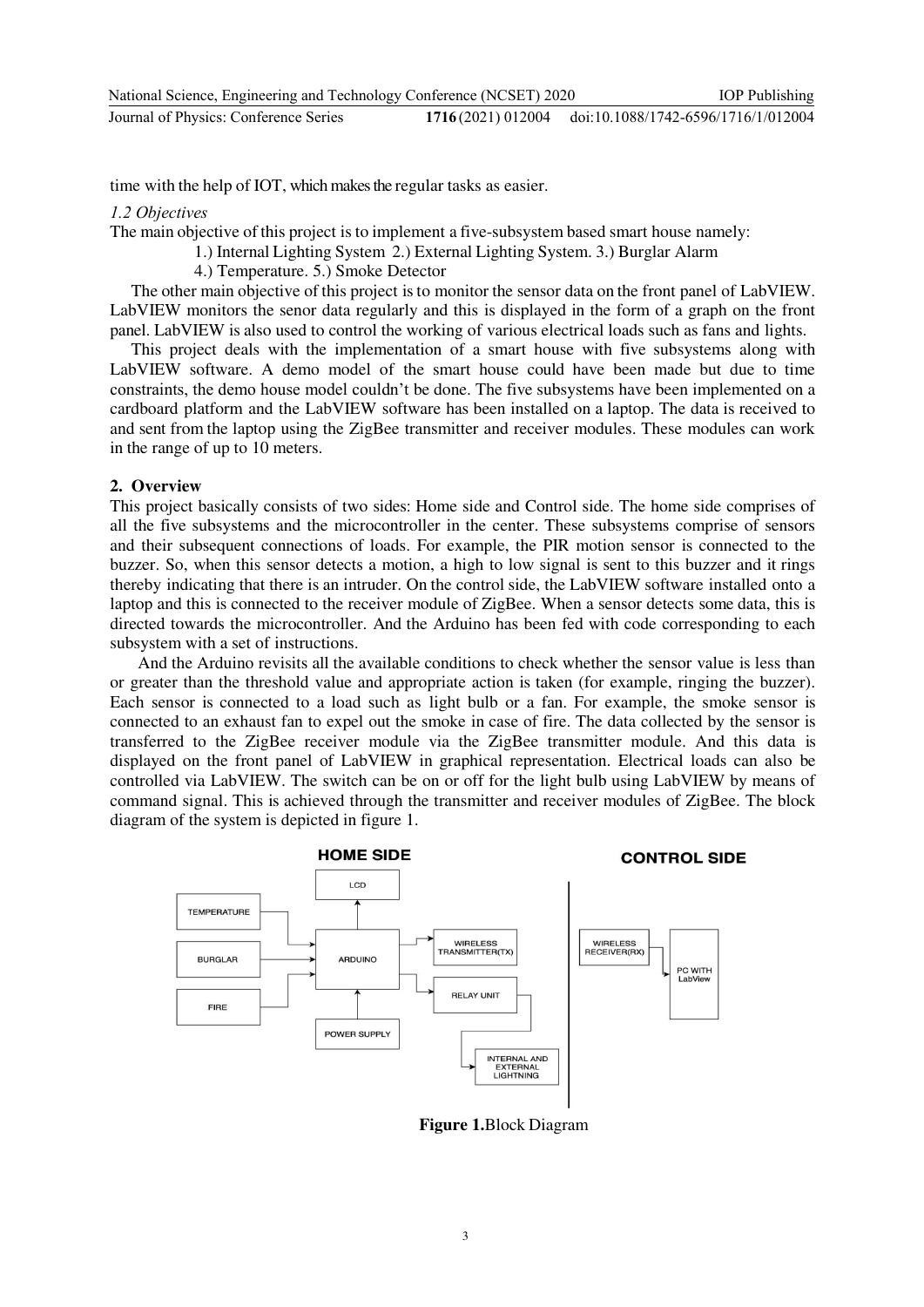time with the help of IOT, which makes the regular tasks as easier.

*1.2 Objectives*

The main objective of this project is to implement a five-subsystem based smart house namely:

1.) Internal Lighting System 2.) External Lighting System. 3.) Burglar Alarm
4.) Temperature. 5.) Smoke Detector

The other main objective of this project is to monitor the sensor data on the front panel of LabVIEW. LabVIEW monitors the senor data regularly and this is displayed in the form of a graph on the front panel. LabVIEW is also used to control the working of various electrical loads such as fans and lights.

This project deals with the implementation of a smart house with five subsystems along with LabVIEW software. A demo model of the smart house could have been made but due to time constraints, the demo house model couldn't be done. The five subsystems have been implemented on a cardboard platform and the LabVIEW software has been installed on a laptop. The data is received to and sent from the laptop using the ZigBee transmitter and receiver modules. These modules can work in the range of up to 10 meters.

## 2. Overview

This project basically consists of two sides: Home side and Control side. The home side comprises of all the five subsystems and the microcontroller in the center. These subsystems comprise of sensors and their subsequent connections of loads. For example, the PIR motion sensor is connected to the buzzer. So, when this sensor detects a motion, a high to low signal is sent to this buzzer and it rings thereby indicating that there is an intruder. On the control side, the LabVIEW software installed onto a laptop and this is connected to the receiver module of ZigBee. When a sensor detects some data, this is directed towards the microcontroller. And the Arduino has been fed with code corresponding to each subsystem with a set of instructions.

And the Arduino revisits all the available conditions to check whether the sensor value is less than or greater than the threshold value and appropriate action is taken (for example, ringing the buzzer). Each sensor is connected to a load such as light bulb or a fan. For example, the smoke sensor is connected to an exhaust fan to expel out the smoke in case of fire. The data collected by the sensor is transferred to the ZigBee receiver module via the ZigBee transmitter module. And this data is displayed on the front panel of LabVIEW in graphical representation. Electrical loads can also be controlled via LabVIEW. The switch can be on or off for the light bulb using LabVIEW by means of command signal. This is achieved through the transmitter and receiver modules of ZigBee. The block diagram of the system is depicted in figure 1.

HOME SIDE — CONTROL SIDE

TEMPERATURE, BURGLAR, FIRE → ARDUINO; POWER SUPPLY → ARDUINO; ARDUINO → LCD; ARDUINO → WIRELESS TRANSMITTER(TX); ARDUINO → RELAY UNIT → INTERNAL AND EXTERNAL LIGHTNING; WIRELESS RECEIVER(RX) → PC WITH LabView

**Figure 1.** Block Diagram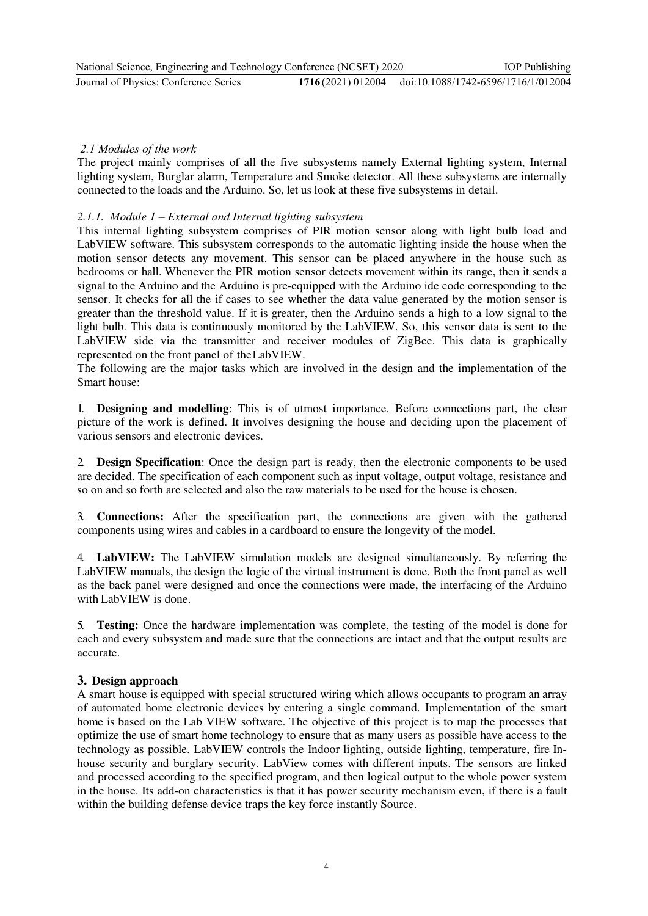*2.1 Modules of the work*

The project mainly comprises of all the five subsystems namely External lighting system, Internal lighting system, Burglar alarm, Temperature and Smoke detector. All these subsystems are internally connected to the loads and the Arduino. So, let us look at these five subsystems in detail.

*2.1.1. Module 1 – External and Internal lighting subsystem*

This internal lighting subsystem comprises of PIR motion sensor along with light bulb load and LabVIEW software. This subsystem corresponds to the automatic lighting inside the house when the motion sensor detects any movement. This sensor can be placed anywhere in the house such as bedrooms or hall. Whenever the PIR motion sensor detects movement within its range, then it sends a signal to the Arduino and the Arduino is pre-equipped with the Arduino ide code corresponding to the sensor. It checks for all the if cases to see whether the data value generated by the motion sensor is greater than the threshold value. If it is greater, then the Arduino sends a high to a low signal to the light bulb. This data is continuously monitored by the LabVIEW. So, this sensor data is sent to the LabVIEW side via the transmitter and receiver modules of ZigBee. This data is graphically represented on the front panel of the LabVIEW.

The following are the major tasks which are involved in the design and the implementation of the Smart house:

1. **Designing and modelling**: This is of utmost importance. Before connections part, the clear picture of the work is defined. It involves designing the house and deciding upon the placement of various sensors and electronic devices.

2. **Design Specification**: Once the design part is ready, then the electronic components to be used are decided. The specification of each component such as input voltage, output voltage, resistance and so on and so forth are selected and also the raw materials to be used for the house is chosen.

3. **Connections:** After the specification part, the connections are given with the gathered components using wires and cables in a cardboard to ensure the longevity of the model.

4. **LabVIEW:** The LabVIEW simulation models are designed simultaneously. By referring the LabVIEW manuals, the design the logic of the virtual instrument is done. Both the front panel as well as the back panel were designed and once the connections were made, the interfacing of the Arduino with LabVIEW is done.

5. **Testing:** Once the hardware implementation was complete, the testing of the model is done for each and every subsystem and made sure that the connections are intact and that the output results are accurate.

## 3. Design approach

A smart house is equipped with special structured wiring which allows occupants to program an array of automated home electronic devices by entering a single command. Implementation of the smart home is based on the Lab VIEW software. The objective of this project is to map the processes that optimize the use of smart home technology to ensure that as many users as possible have access to the technology as possible. LabVIEW controls the Indoor lighting, outside lighting, temperature, fire In-house security and burglary security. LabView comes with different inputs. The sensors are linked and processed according to the specified program, and then logical output to the whole power system in the house. Its add-on characteristics is that it has power security mechanism even, if there is a fault within the building defense device traps the key force instantly Source.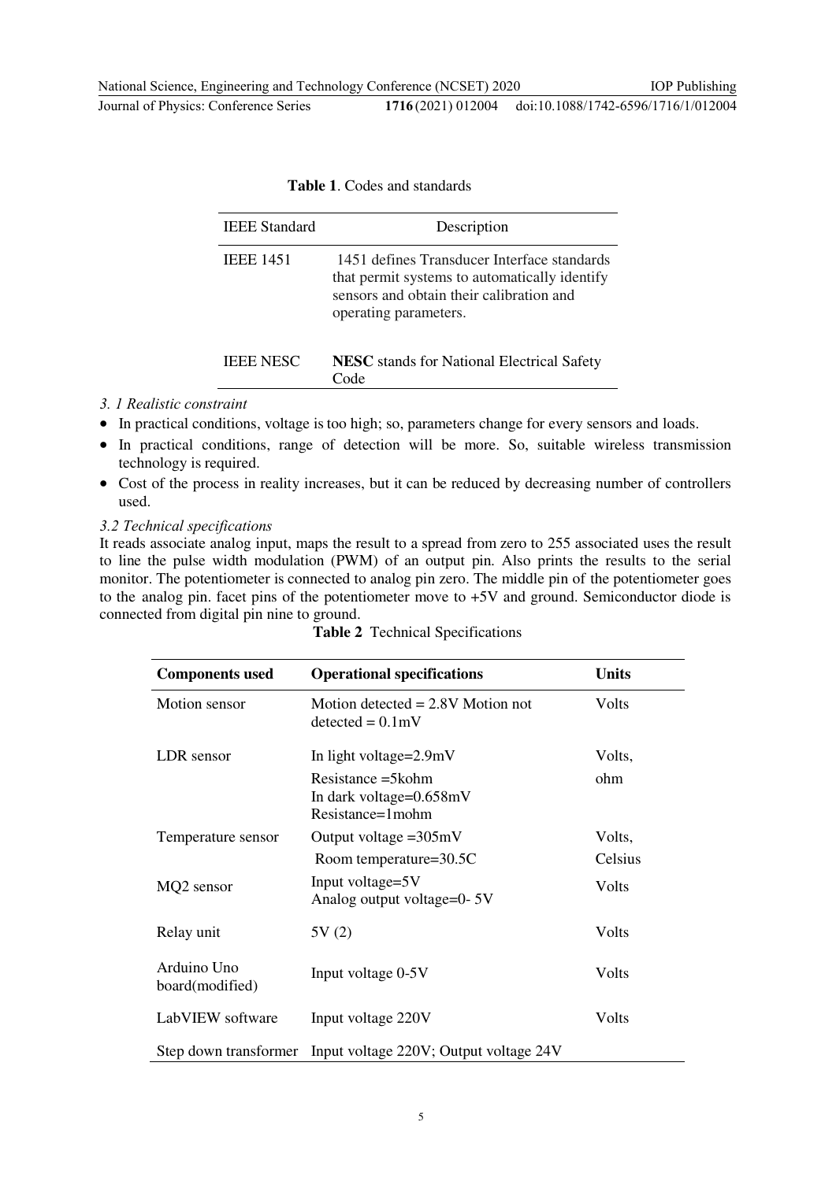**Table 1**. Codes and standards

| IEEE Standard | Description |
| --- | --- |
| IEEE 1451 | 1451 defines Transducer Interface standards that permit systems to automatically identify sensors and obtain their calibration and operating parameters. |
| IEEE NESC | **NESC** stands for National Electrical Safety Code |

*3. 1 Realistic constraint*

- In practical conditions, voltage is too high; so, parameters change for every sensors and loads.
- In practical conditions, range of detection will be more. So, suitable wireless transmission technology is required.
- Cost of the process in reality increases, but it can be reduced by decreasing number of controllers used.

*3.2 Technical specifications*

It reads associate analog input, maps the result to a spread from zero to 255 associated uses the result to line the pulse width modulation (PWM) of an output pin. Also prints the results to the serial monitor. The potentiometer is connected to analog pin zero. The middle pin of the potentiometer goes to the analog pin. facet pins of the potentiometer move to +5V and ground. Semiconductor diode is connected from digital pin nine to ground.

**Table 2** Technical Specifications

| Components used | Operational specifications | Units |
| --- | --- | --- |
| Motion sensor | Motion detected = 2.8V Motion not detected = 0.1mV | Volts |
| LDR sensor | In light voltage=2.9mV | Volts, |
| | Resistance =5kohm<br>In dark voltage=0.658mV<br>Resistance=1mohm | ohm |
| Temperature sensor | Output voltage =305mV | Volts, |
| | Room temperature=30.5C | Celsius |
| MQ2 sensor | Input voltage=5V<br>Analog output voltage=0- 5V | Volts |
| Relay unit | 5V (2) | Volts |
| Arduino Uno board(modified) | Input voltage 0-5V | Volts |
| LabVIEW software | Input voltage 220V | Volts |
| Step down transformer | Input voltage 220V; Output voltage 24V | |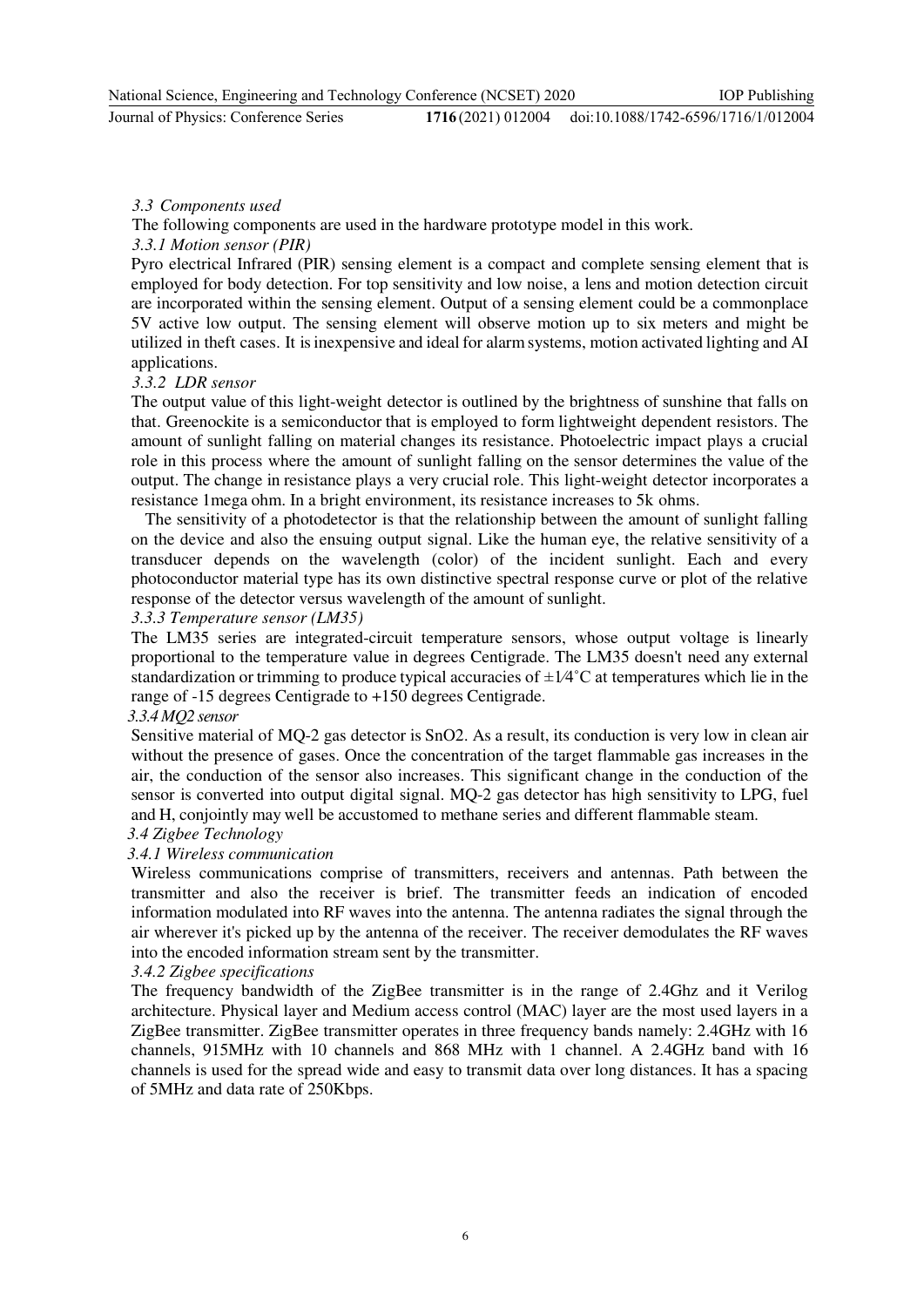### 3.3 Components used

The following components are used in the hardware prototype model in this work.

#### 3.3.1 Motion sensor (PIR)

Pyro electrical Infrared (PIR) sensing element is a compact and complete sensing element that is employed for body detection. For top sensitivity and low noise, a lens and motion detection circuit are incorporated within the sensing element. Output of a sensing element could be a commonplace 5V active low output. The sensing element will observe motion up to six meters and might be utilized in theft cases. It is inexpensive and ideal for alarm systems, motion activated lighting and AI applications.

#### 3.3.2 LDR sensor

The output value of this light-weight detector is outlined by the brightness of sunshine that falls on that. Greenockite is a semiconductor that is employed to form lightweight dependent resistors. The amount of sunlight falling on material changes its resistance. Photoelectric impact plays a crucial role in this process where the amount of sunlight falling on the sensor determines the value of the output. The change in resistance plays a very crucial role. This light-weight detector incorporates a resistance 1mega ohm. In a bright environment, its resistance increases to 5k ohms.

The sensitivity of a photodetector is that the relationship between the amount of sunlight falling on the device and also the ensuing output signal. Like the human eye, the relative sensitivity of a transducer depends on the wavelength (color) of the incident sunlight. Each and every photoconductor material type has its own distinctive spectral response curve or plot of the relative response of the detector versus wavelength of the amount of sunlight.

#### 3.3.3 Temperature sensor (LM35)

The LM35 series are integrated-circuit temperature sensors, whose output voltage is linearly proportional to the temperature value in degrees Centigrade. The LM35 doesn't need any external standardization or trimming to produce typical accuracies of $\pm 1/4^{\circ}C$ at temperatures which lie in the range of -15 degrees Centigrade to +150 degrees Centigrade.

#### 3.3.4 MQ2 sensor

Sensitive material of MQ-2 gas detector is $SnO_2$. As a result, its conduction is very low in clean air without the presence of gases. Once the concentration of the target flammable gas increases in the air, the conduction of the sensor also increases. This significant change in the conduction of the sensor is converted into output digital signal. MQ-2 gas detector has high sensitivity to LPG, fuel and H, conjointly may well be accustomed to methane series and different flammable steam.

### 3.4 Zigbee Technology

#### 3.4.1 Wireless communication

Wireless communications comprise of transmitters, receivers and antennas. Path between the transmitter and also the receiver is brief. The transmitter feeds an indication of encoded information modulated into RF waves into the antenna. The antenna radiates the signal through the air wherever it's picked up by the antenna of the receiver. The receiver demodulates the RF waves into the encoded information stream sent by the transmitter.

#### 3.4.2 Zigbee specifications

The frequency bandwidth of the ZigBee transmitter is in the range of 2.4Ghz and it Verilog architecture. Physical layer and Medium access control (MAC) layer are the most used layers in a ZigBee transmitter. ZigBee transmitter operates in three frequency bands namely: 2.4GHz with 16 channels, 915MHz with 10 channels and 868 MHz with 1 channel. A 2.4GHz band with 16 channels is used for the spread wide and easy to transmit data over long distances. It has a spacing of 5MHz and data rate of 250Kbps.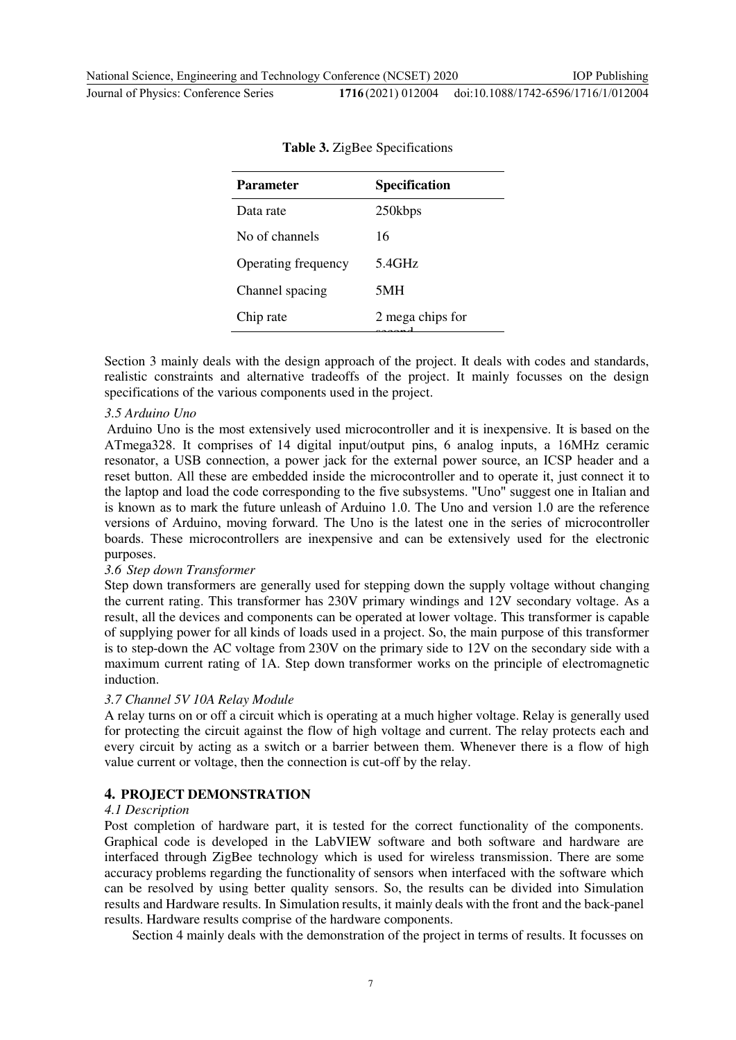**Table 3.** ZigBee Specifications

| Parameter | Specification |
| --- | --- |
| Data rate | 250kbps |
| No of channels | 16 |
| Operating frequency | 5.4GHz |
| Channel spacing | 5MH |
| Chip rate | 2 mega chips for second |

Section 3 mainly deals with the design approach of the project. It deals with codes and standards, realistic constraints and alternative tradeoffs of the project. It mainly focusses on the design specifications of the various components used in the project.

*3.5 Arduino Uno*

Arduino Uno is the most extensively used microcontroller and it is inexpensive. It is based on the ATmega328. It comprises of 14 digital input/output pins, 6 analog inputs, a 16MHz ceramic resonator, a USB connection, a power jack for the external power source, an ICSP header and a reset button. All these are embedded inside the microcontroller and to operate it, just connect it to the laptop and load the code corresponding to the five subsystems. "Uno" suggest one in Italian and is known as to mark the future unleash of Arduino 1.0. The Uno and version 1.0 are the reference versions of Arduino, moving forward. The Uno is the latest one in the series of microcontroller boards. These microcontrollers are inexpensive and can be extensively used for the electronic purposes.

*3.6 Step down Transformer*

Step down transformers are generally used for stepping down the supply voltage without changing the current rating. This transformer has 230V primary windings and 12V secondary voltage. As a result, all the devices and components can be operated at lower voltage. This transformer is capable of supplying power for all kinds of loads used in a project. So, the main purpose of this transformer is to step-down the AC voltage from 230V on the primary side to 12V on the secondary side with a maximum current rating of 1A. Step down transformer works on the principle of electromagnetic induction.

*3.7 Channel 5V 10A Relay Module*

A relay turns on or off a circuit which is operating at a much higher voltage. Relay is generally used for protecting the circuit against the flow of high voltage and current. The relay protects each and every circuit by acting as a switch or a barrier between them. Whenever there is a flow of high value current or voltage, then the connection is cut-off by the relay.

## 4. PROJECT DEMONSTRATION

*4.1 Description*

Post completion of hardware part, it is tested for the correct functionality of the components. Graphical code is developed in the LabVIEW software and both software and hardware are interfaced through ZigBee technology which is used for wireless transmission. There are some accuracy problems regarding the functionality of sensors when interfaced with the software which can be resolved by using better quality sensors. So, the results can be divided into Simulation results and Hardware results. In Simulation results, it mainly deals with the front and the back-panel results. Hardware results comprise of the hardware components.

Section 4 mainly deals with the demonstration of the project in terms of results. It focusses on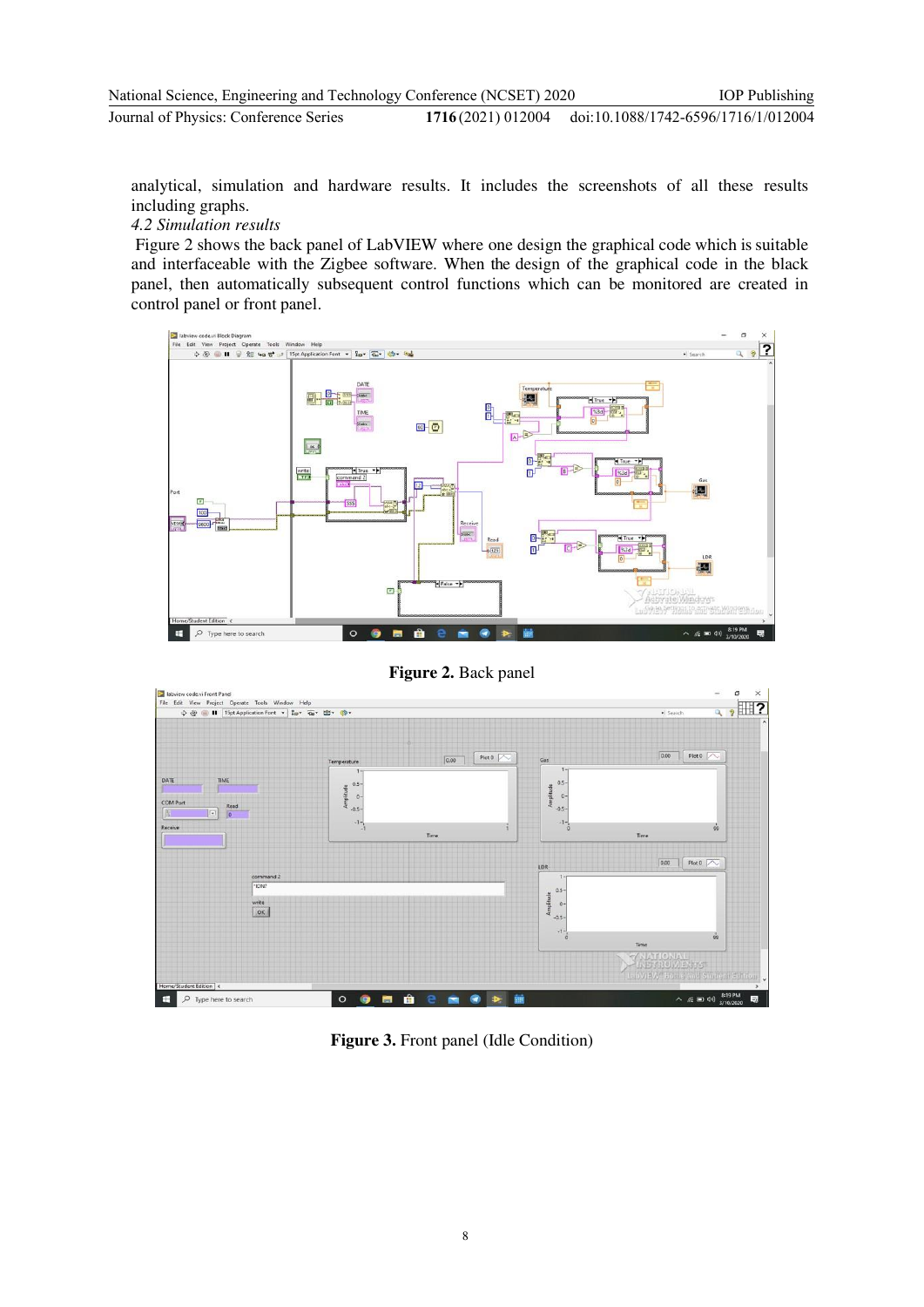analytical, simulation and hardware results. It includes the screenshots of all these results including graphs.

*4.2 Simulation results*

Figure 2 shows the back panel of LabVIEW where one design the graphical code which is suitable and interfaceable with the Zigbee software. When the design of the graphical code in the black panel, then automatically subsequent control functions which can be monitored are created in control panel or front panel.

**Figure 2.** Back panel

**Figure 3.** Front panel (Idle Condition)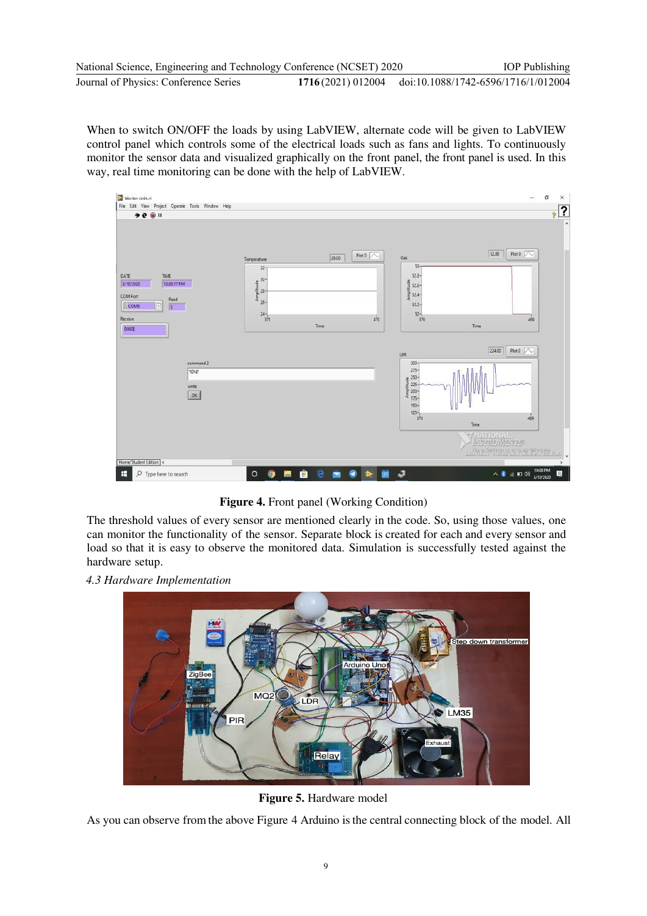When to switch ON/OFF the loads by using LabVIEW, alternate code will be given to LabVIEW control panel which controls some of the electrical loads such as fans and lights. To continuously monitor the sensor data and visualized graphically on the front panel, the front panel is used. In this way, real time monitoring can be done with the help of LabVIEW.

**Figure 4.** Front panel (Working Condition)

The threshold values of every sensor are mentioned clearly in the code. So, using those values, one can monitor the functionality of the sensor. Separate block is created for each and every sensor and load so that it is easy to observe the monitored data. Simulation is successfully tested against the hardware setup.

*4.3 Hardware Implementation*

**Figure 5.** Hardware model

As you can observe from the above Figure 4 Arduino is the central connecting block of the model. All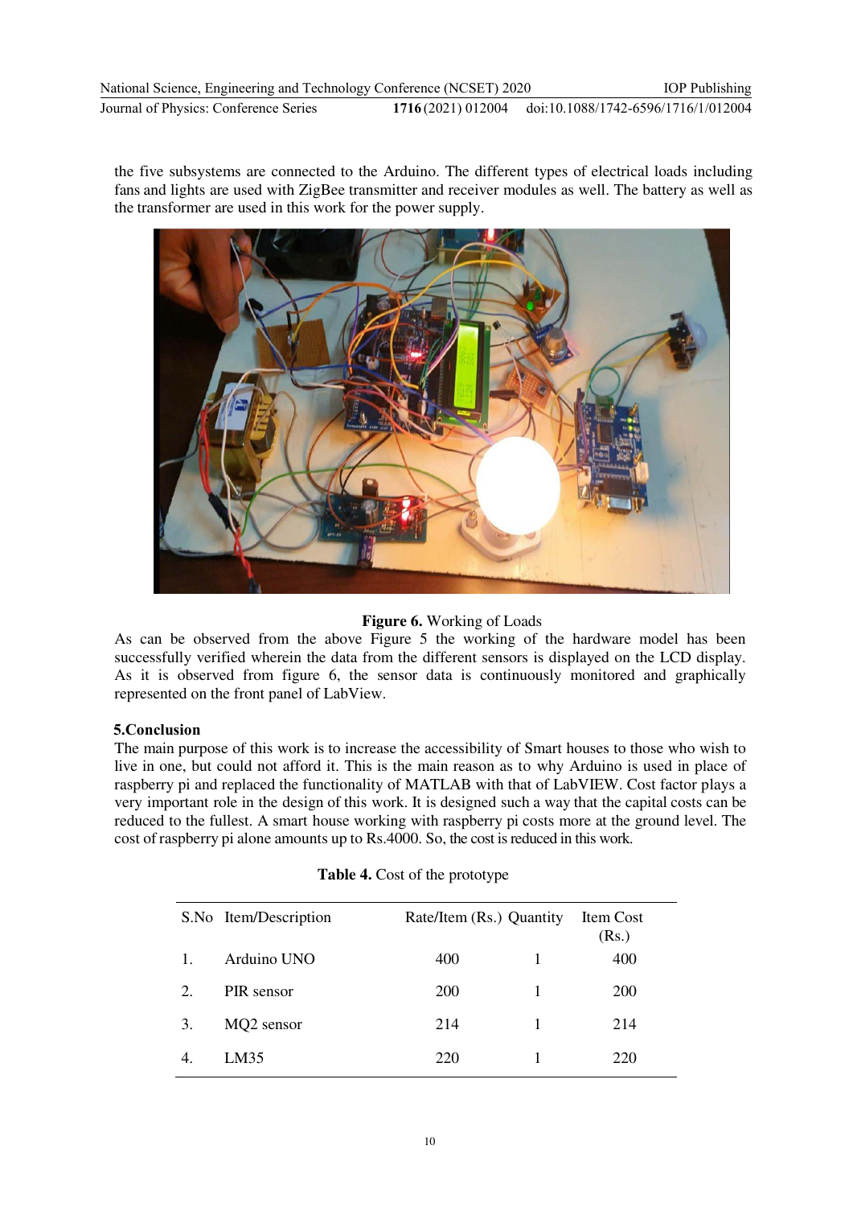the five subsystems are connected to the Arduino. The different types of electrical loads including fans and lights are used with ZigBee transmitter and receiver modules as well. The battery as well as the transformer are used in this work for the power supply.

**Figure 6.** Working of Loads

As can be observed from the above Figure 5 the working of the hardware model has been successfully verified wherein the data from the different sensors is displayed on the LCD display. As it is observed from figure 6, the sensor data is continuously monitored and graphically represented on the front panel of LabView.

## 5.Conclusion

The main purpose of this work is to increase the accessibility of Smart houses to those who wish to live in one, but could not afford it. This is the main reason as to why Arduino is used in place of raspberry pi and replaced the functionality of MATLAB with that of LabVIEW. Cost factor plays a very important role in the design of this work. It is designed such a way that the capital costs can be reduced to the fullest. A smart house working with raspberry pi costs more at the ground level. The cost of raspberry pi alone amounts up to Rs.4000. So, the cost is reduced in this work.

**Table 4.** Cost of the prototype

| S.No | Item/Description | Rate/Item (Rs.) | Quantity | Item Cost (Rs.) |
|---|---|---|---|---|
| 1. | Arduino UNO | 400 | 1 | 400 |
| 2. | PIR sensor | 200 | 1 | 200 |
| 3. | MQ2 sensor | 214 | 1 | 214 |
| 4. | LM35 | 220 | 1 | 220 |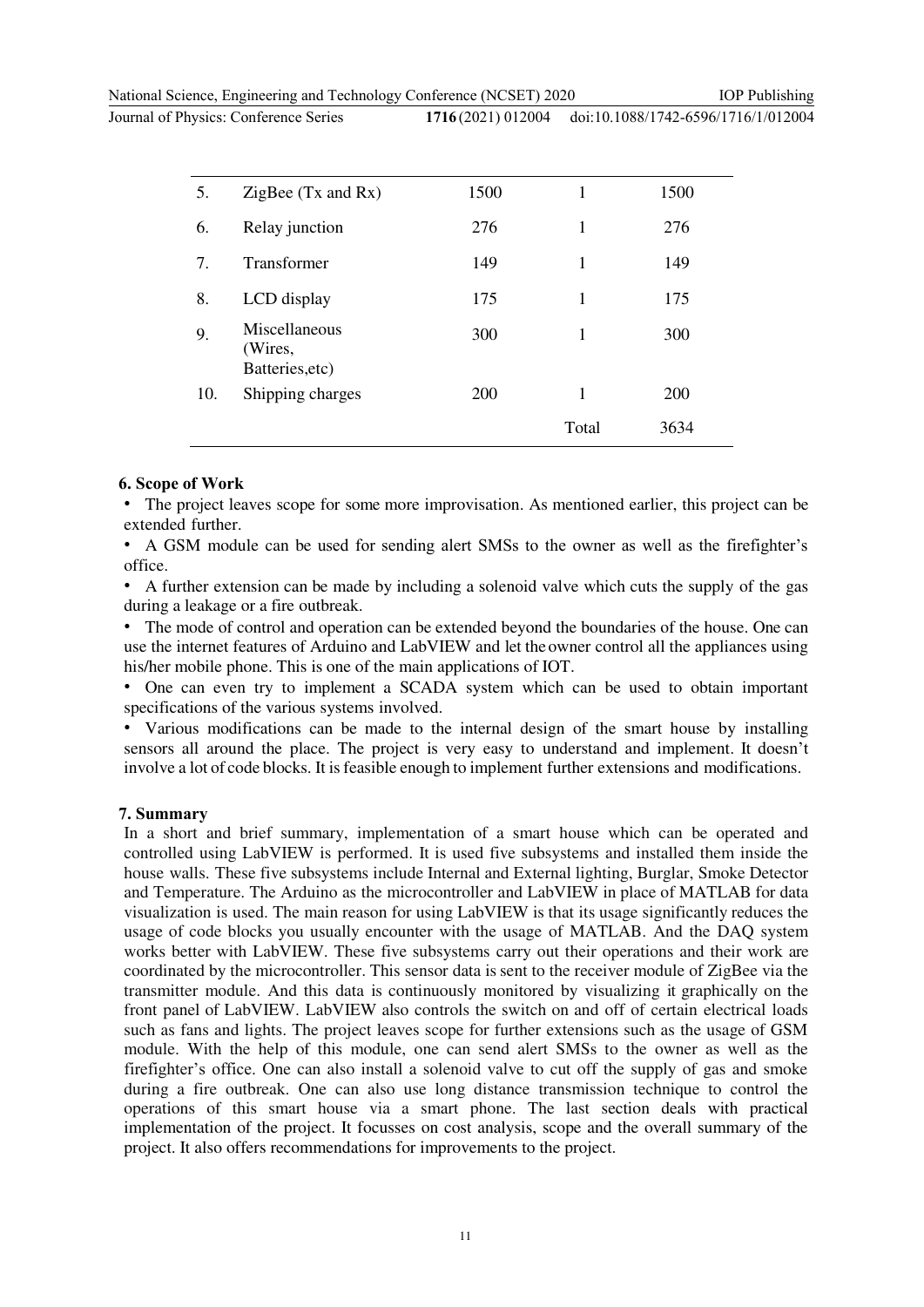| | | | | |
|---|---|---|---|---|
| 5. | ZigBee (Tx and Rx) | 1500 | 1 | 1500 |
| 6. | Relay junction | 276 | 1 | 276 |
| 7. | Transformer | 149 | 1 | 149 |
| 8. | LCD display | 175 | 1 | 175 |
| 9. | Miscellaneous (Wires, Batteries,etc) | 300 | 1 | 300 |
| 10. | Shipping charges | 200 | 1 | 200 |
| | | | Total | 3634 |

## 6. Scope of Work

- The project leaves scope for some more improvisation. As mentioned earlier, this project can be extended further.
- A GSM module can be used for sending alert SMSs to the owner as well as the firefighter's office.
- A further extension can be made by including a solenoid valve which cuts the supply of the gas during a leakage or a fire outbreak.
- The mode of control and operation can be extended beyond the boundaries of the house. One can use the internet features of Arduino and LabVIEW and let the owner control all the appliances using his/her mobile phone. This is one of the main applications of IOT.
- One can even try to implement a SCADA system which can be used to obtain important specifications of the various systems involved.
- Various modifications can be made to the internal design of the smart house by installing sensors all around the place. The project is very easy to understand and implement. It doesn't involve a lot of code blocks. It is feasible enough to implement further extensions and modifications.

## 7. Summary

In a short and brief summary, implementation of a smart house which can be operated and controlled using LabVIEW is performed. It is used five subsystems and installed them inside the house walls. These five subsystems include Internal and External lighting, Burglar, Smoke Detector and Temperature. The Arduino as the microcontroller and LabVIEW in place of MATLAB for data visualization is used. The main reason for using LabVIEW is that its usage significantly reduces the usage of code blocks you usually encounter with the usage of MATLAB. And the DAQ system works better with LabVIEW. These five subsystems carry out their operations and their work are coordinated by the microcontroller. This sensor data is sent to the receiver module of ZigBee via the transmitter module. And this data is continuously monitored by visualizing it graphically on the front panel of LabVIEW. LabVIEW also controls the switch on and off of certain electrical loads such as fans and lights. The project leaves scope for further extensions such as the usage of GSM module. With the help of this module, one can send alert SMSs to the owner as well as the firefighter's office. One can also install a solenoid valve to cut off the supply of gas and smoke during a fire outbreak. One can also use long distance transmission technique to control the operations of this smart house via a smart phone. The last section deals with practical implementation of the project. It focusses on cost analysis, scope and the overall summary of the project. It also offers recommendations for improvements to the project.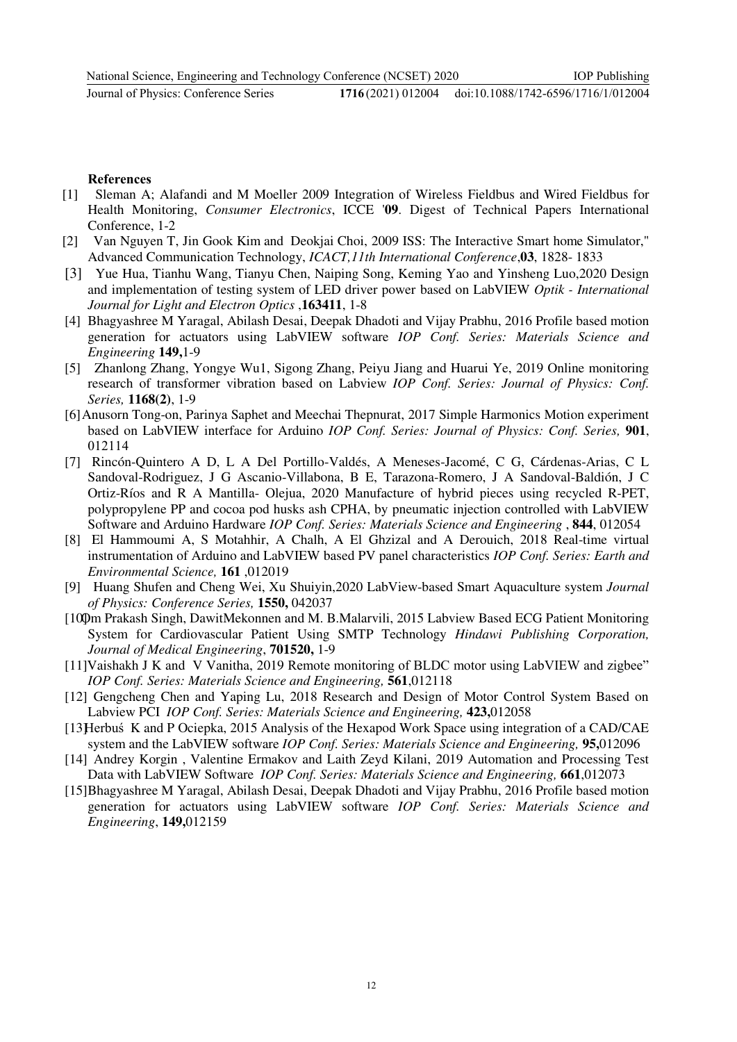**References**

[1] Sleman A; Alafandi and M Moeller 2009 Integration of Wireless Fieldbus and Wired Fieldbus for Health Monitoring, *Consumer Electronics*, ICCE '**09**. Digest of Technical Papers International Conference, 1-2

[2] Van Nguyen T, Jin Gook Kim and Deokjai Choi, 2009 ISS: The Interactive Smart home Simulator," Advanced Communication Technology, *ICACT,11th International Conference*,**03**, 1828- 1833

[3] Yue Hua, Tianhu Wang, Tianyu Chen, Naiping Song, Keming Yao and Yinsheng Luo,2020 Design and implementation of testing system of LED driver power based on LabVIEW *Optik - International Journal for Light and Electron Optics* ,**163411**, 1-8

[4] Bhagyashree M Yaragal, Abilash Desai, Deepak Dhadoti and Vijay Prabhu, 2016 Profile based motion generation for actuators using LabVIEW software *IOP Conf. Series: Materials Science and Engineering* **149,**1-9

[5] Zhanlong Zhang, Yongye Wu1, Sigong Zhang, Peiyu Jiang and Huarui Ye, 2019 Online monitoring research of transformer vibration based on Labview *IOP Conf. Series: Journal of Physics: Conf. Series,* **1168(2)**, 1-9

[6] Anusorn Tong-on, Parinya Saphet and Meechai Thepnurat, 2017 Simple Harmonics Motion experiment based on LabVIEW interface for Arduino *IOP Conf. Series: Journal of Physics: Conf. Series,* **901**, 012114

[7] Rincón-Quintero A D, L A Del Portillo-Valdés, A Meneses-Jacomé, C G, Cárdenas-Arias, C L Sandoval-Rodriguez, J G Ascanio-Villabona, B E, Tarazona-Romero, J A Sandoval-Baldión, J C Ortiz-Ríos and R A Mantilla- Olejua, 2020 Manufacture of hybrid pieces using recycled R-PET, polypropylene PP and cocoa pod husks ash CPHA, by pneumatic injection controlled with LabVIEW Software and Arduino Hardware *IOP Conf. Series: Materials Science and Engineering* , **844**, 012054

[8] El Hammoumi A, S Motahhir, A Chalh, A El Ghzizal and A Derouich, 2018 Real-time virtual instrumentation of Arduino and LabVIEW based PV panel characteristics *IOP Conf. Series: Earth and Environmental Science,* **161** ,012019

[9] Huang Shufen and Cheng Wei, Xu Shuiyin,2020 LabView-based Smart Aquaculture system *Journal of Physics: Conference Series,* **1550,** 042037

[10] Om Prakash Singh, DawitMekonnen and M. B.Malarvili, 2015 Labview Based ECG Patient Monitoring System for Cardiovascular Patient Using SMTP Technology *Hindawi Publishing Corporation, Journal of Medical Engineering*, **701520,** 1-9

[11] Vaishakh J K and V Vanitha, 2019 Remote monitoring of BLDC motor using LabVIEW and zigbee" *IOP Conf. Series: Materials Science and Engineering,* **561**,012118

[12] Gengcheng Chen and Yaping Lu, 2018 Research and Design of Motor Control System Based on Labview PCI *IOP Conf. Series: Materials Science and Engineering,* **423,**012058

[13] Herbuś K and P Ociepka, 2015 Analysis of the Hexapod Work Space using integration of a CAD/CAE system and the LabVIEW software *IOP Conf. Series: Materials Science and Engineering,* **95,**012096

[14] Andrey Korgin , Valentine Ermakov and Laith Zeyd Kilani, 2019 Automation and Processing Test Data with LabVIEW Software *IOP Conf. Series: Materials Science and Engineering,* **661**,012073

[15] Bhagyashree M Yaragal, Abilash Desai, Deepak Dhadoti and Vijay Prabhu, 2016 Profile based motion generation for actuators using LabVIEW software *IOP Conf. Series: Materials Science and Engineering*, **149,**012159